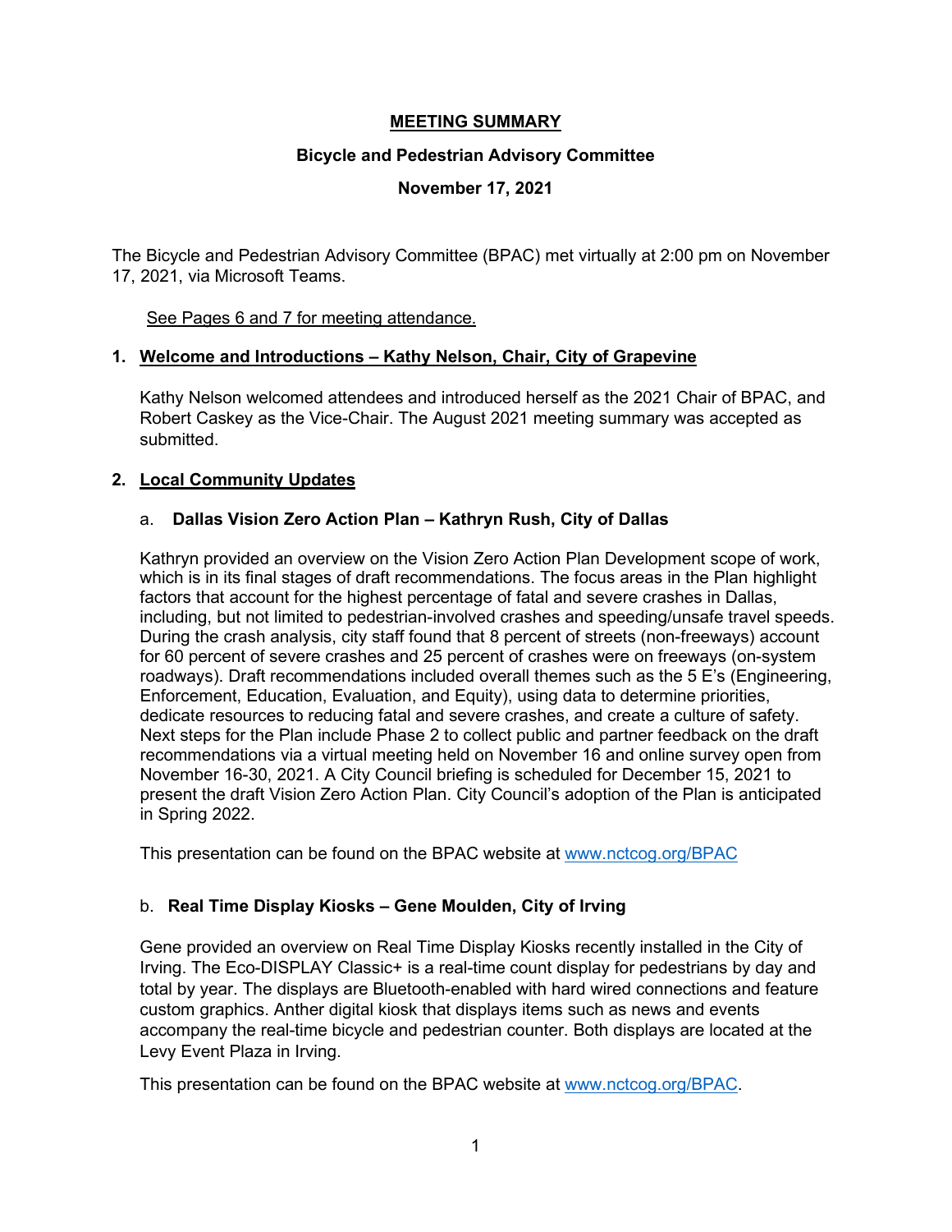# MEETING SUMMARY

## Bicycle and Pedestrian Advisory Committee

## November 17, 2021

The Bicycle and Pedestrian Advisory Committee (BPAC) met virtually at 2:00 pm on November 17, 2021, via Microsoft Teams.

See Pages 6 and 7 for meeting attendance.

### 1. Welcome and Introductions – Kathy Nelson, Chair, City of Grapevine

Kathy Nelson welcomed attendees and introduced herself as the 2021 Chair of BPAC, and Robert Caskey as the Vice-Chair. The August 2021 meeting summary was accepted as submitted.

### 2. Local Community Updates

#### a. Dallas Vision Zero Action Plan – Kathryn Rush, City of Dallas

Kathryn provided an overview on the Vision Zero Action Plan Development scope of work, which is in its final stages of draft recommendations. The focus areas in the Plan highlight factors that account for the highest percentage of fatal and severe crashes in Dallas, including, but not limited to pedestrian-involved crashes and speeding/unsafe travel speeds. During the crash analysis, city staff found that 8 percent of streets (non-freeways) account for 60 percent of severe crashes and 25 percent of crashes were on freeways (on-system roadways). Draft recommendations included overall themes such as the 5 E's (Engineering, Enforcement, Education, Evaluation, and Equity), using data to determine priorities, dedicate resources to reducing fatal and severe crashes, and create a culture of safety. Next steps for the Plan include Phase 2 to collect public and partner feedback on the draft recommendations via a virtual meeting held on November 16 and online survey open from November 16-30, 2021. A City Council briefing is scheduled for December 15, 2021 to present the draft Vision Zero Action Plan. City Council's adoption of the Plan is anticipated in Spring 2022.

This presentation can be found on the BPAC website at www.nctcog.org/BPAC

#### b. Real Time Display Kiosks – Gene Moulden, City of Irving

Gene provided an overview on Real Time Display Kiosks recently installed in the City of Irving. The Eco-DISPLAY Classic+ is a real-time count display for pedestrians by day and total by year. The displays are Bluetooth-enabled with hard wired connections and feature custom graphics. Anther digital kiosk that displays items such as news and events accompany the real-time bicycle and pedestrian counter. Both displays are located at the Levy Event Plaza in Irving.

This presentation can be found on the BPAC website at www.nctcog.org/BPAC.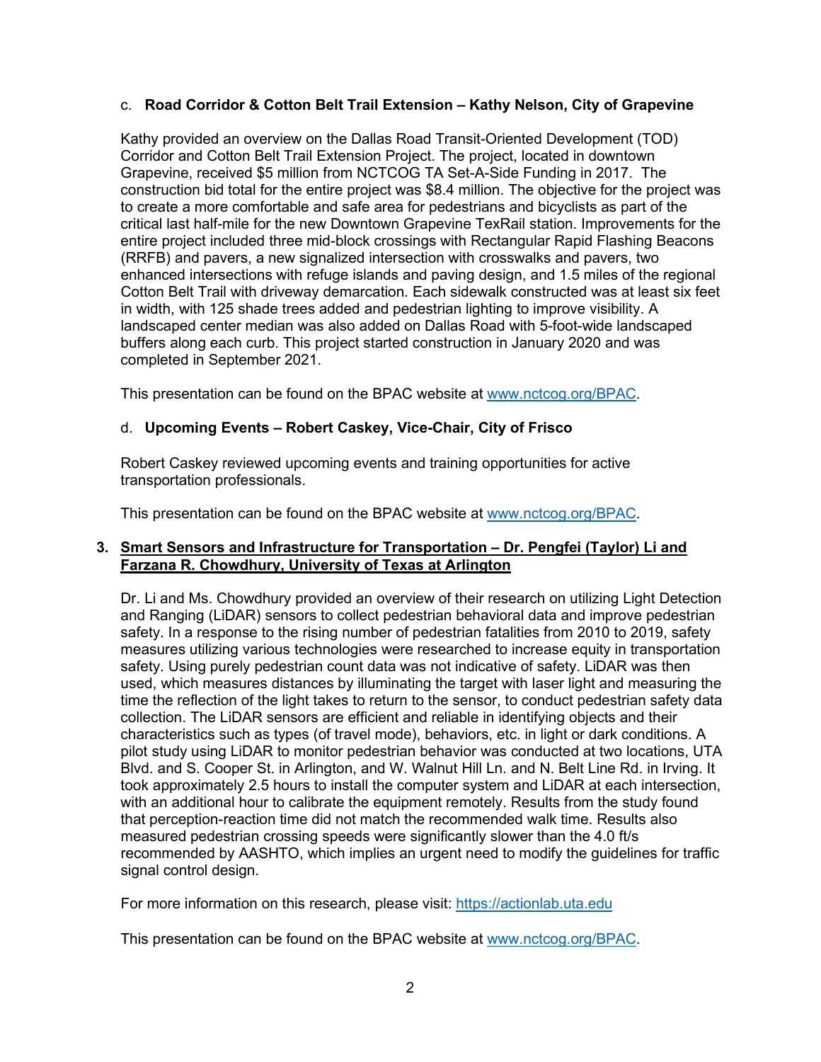c. **Road Corridor & Cotton Belt Trail Extension – Kathy Nelson, City of Grapevine**

Kathy provided an overview on the Dallas Road Transit-Oriented Development (TOD) Corridor and Cotton Belt Trail Extension Project. The project, located in downtown Grapevine, received $5 million from NCTCOG TA Set-A-Side Funding in 2017. The construction bid total for the entire project was $8.4 million. The objective for the project was to create a more comfortable and safe area for pedestrians and bicyclists as part of the critical last half-mile for the new Downtown Grapevine TexRail station. Improvements for the entire project included three mid-block crossings with Rectangular Rapid Flashing Beacons (RRFB) and pavers, a new signalized intersection with crosswalks and pavers, two enhanced intersections with refuge islands and paving design, and 1.5 miles of the regional Cotton Belt Trail with driveway demarcation. Each sidewalk constructed was at least six feet in width, with 125 shade trees added and pedestrian lighting to improve visibility. A landscaped center median was also added on Dallas Road with 5-foot-wide landscaped buffers along each curb. This project started construction in January 2020 and was completed in September 2021.

This presentation can be found on the BPAC website at [www.nctcog.org/BPAC](www.nctcog.org/BPAC).

d. **Upcoming Events – Robert Caskey, Vice-Chair, City of Frisco**

Robert Caskey reviewed upcoming events and training opportunities for active transportation professionals.

This presentation can be found on the BPAC website at [www.nctcog.org/BPAC](www.nctcog.org/BPAC).

3. **Smart Sensors and Infrastructure for Transportation – Dr. Pengfei (Taylor) Li and Farzana R. Chowdhury, University of Texas at Arlington**

Dr. Li and Ms. Chowdhury provided an overview of their research on utilizing Light Detection and Ranging (LiDAR) sensors to collect pedestrian behavioral data and improve pedestrian safety. In a response to the rising number of pedestrian fatalities from 2010 to 2019, safety measures utilizing various technologies were researched to increase equity in transportation safety. Using purely pedestrian count data was not indicative of safety. LiDAR was then used, which measures distances by illuminating the target with laser light and measuring the time the reflection of the light takes to return to the sensor, to conduct pedestrian safety data collection. The LiDAR sensors are efficient and reliable in identifying objects and their characteristics such as types (of travel mode), behaviors, etc. in light or dark conditions. A pilot study using LiDAR to monitor pedestrian behavior was conducted at two locations, UTA Blvd. and S. Cooper St. in Arlington, and W. Walnut Hill Ln. and N. Belt Line Rd. in Irving. It took approximately 2.5 hours to install the computer system and LiDAR at each intersection, with an additional hour to calibrate the equipment remotely. Results from the study found that perception-reaction time did not match the recommended walk time. Results also measured pedestrian crossing speeds were significantly slower than the 4.0 ft/s recommended by AASHTO, which implies an urgent need to modify the guidelines for traffic signal control design.

For more information on this research, please visit: [https://actionlab.uta.edu](https://actionlab.uta.edu)

This presentation can be found on the BPAC website at [www.nctcog.org/BPAC](www.nctcog.org/BPAC).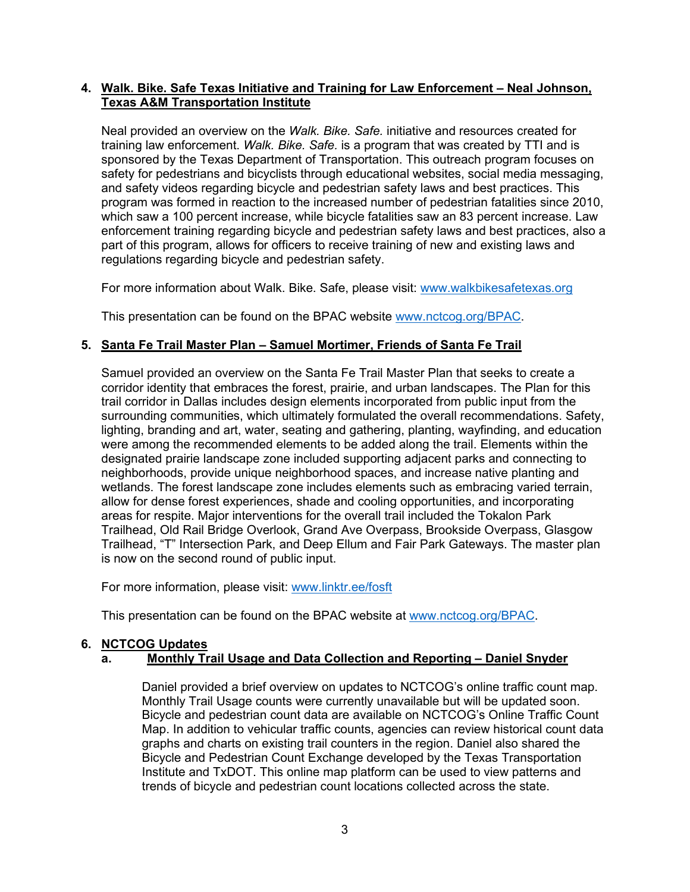4. **Walk. Bike. Safe Texas Initiative and Training for Law Enforcement – Neal Johnson, Texas A&M Transportation Institute**

   Neal provided an overview on the *Walk. Bike. Safe.* initiative and resources created for training law enforcement. *Walk. Bike. Safe.* is a program that was created by TTI and is sponsored by the Texas Department of Transportation. This outreach program focuses on safety for pedestrians and bicyclists through educational websites, social media messaging, and safety videos regarding bicycle and pedestrian safety laws and best practices. This program was formed in reaction to the increased number of pedestrian fatalities since 2010, which saw a 100 percent increase, while bicycle fatalities saw an 83 percent increase. Law enforcement training regarding bicycle and pedestrian safety laws and best practices, also a part of this program, allows for officers to receive training of new and existing laws and regulations regarding bicycle and pedestrian safety.

   For more information about Walk. Bike. Safe, please visit: [www.walkbikesafetexas.org](http://www.walkbikesafetexas.org)

   This presentation can be found on the BPAC website [www.nctcog.org/BPAC](http://www.nctcog.org/BPAC).

5. **Santa Fe Trail Master Plan – Samuel Mortimer, Friends of Santa Fe Trail**

   Samuel provided an overview on the Santa Fe Trail Master Plan that seeks to create a corridor identity that embraces the forest, prairie, and urban landscapes. The Plan for this trail corridor in Dallas includes design elements incorporated from public input from the surrounding communities, which ultimately formulated the overall recommendations. Safety, lighting, branding and art, water, seating and gathering, planting, wayfinding, and education were among the recommended elements to be added along the trail. Elements within the designated prairie landscape zone included supporting adjacent parks and connecting to neighborhoods, provide unique neighborhood spaces, and increase native planting and wetlands. The forest landscape zone includes elements such as embracing varied terrain, allow for dense forest experiences, shade and cooling opportunities, and incorporating areas for respite. Major interventions for the overall trail included the Tokalon Park Trailhead, Old Rail Bridge Overlook, Grand Ave Overpass, Brookside Overpass, Glasgow Trailhead, "T" Intersection Park, and Deep Ellum and Fair Park Gateways. The master plan is now on the second round of public input.

   For more information, please visit: [www.linktr.ee/fosft](http://www.linktr.ee/fosft)

   This presentation can be found on the BPAC website at [www.nctcog.org/BPAC](http://www.nctcog.org/BPAC).

6. **NCTCOG Updates**

   a. **Monthly Trail Usage and Data Collection and Reporting – Daniel Snyder**

      Daniel provided a brief overview on updates to NCTCOG's online traffic count map. Monthly Trail Usage counts were currently unavailable but will be updated soon. Bicycle and pedestrian count data are available on NCTCOG's Online Traffic Count Map. In addition to vehicular traffic counts, agencies can review historical count data graphs and charts on existing trail counters in the region. Daniel also shared the Bicycle and Pedestrian Count Exchange developed by the Texas Transportation Institute and TxDOT. This online map platform can be used to view patterns and trends of bicycle and pedestrian count locations collected across the state.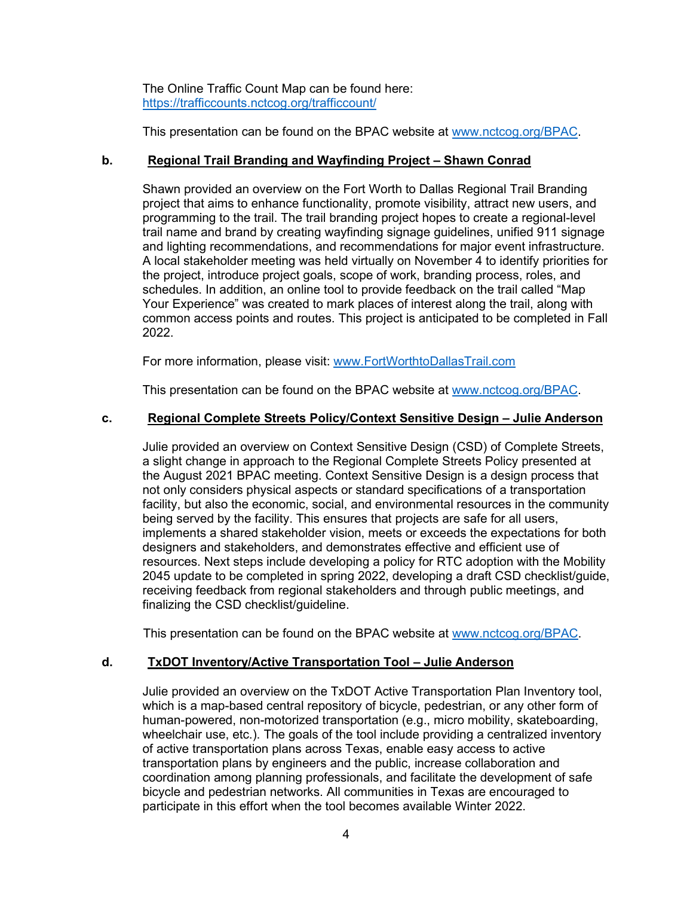The Online Traffic Count Map can be found here: https://trafficcounts.nctcog.org/trafficcount/

This presentation can be found on the BPAC website at www.nctcog.org/BPAC.

**b. Regional Trail Branding and Wayfinding Project – Shawn Conrad**

Shawn provided an overview on the Fort Worth to Dallas Regional Trail Branding project that aims to enhance functionality, promote visibility, attract new users, and programming to the trail. The trail branding project hopes to create a regional-level trail name and brand by creating wayfinding signage guidelines, unified 911 signage and lighting recommendations, and recommendations for major event infrastructure. A local stakeholder meeting was held virtually on November 4 to identify priorities for the project, introduce project goals, scope of work, branding process, roles, and schedules. In addition, an online tool to provide feedback on the trail called "Map Your Experience" was created to mark places of interest along the trail, along with common access points and routes. This project is anticipated to be completed in Fall 2022.

For more information, please visit: www.FortWorthtoDallasTrail.com

This presentation can be found on the BPAC website at www.nctcog.org/BPAC.

**c. Regional Complete Streets Policy/Context Sensitive Design – Julie Anderson**

Julie provided an overview on Context Sensitive Design (CSD) of Complete Streets, a slight change in approach to the Regional Complete Streets Policy presented at the August 2021 BPAC meeting. Context Sensitive Design is a design process that not only considers physical aspects or standard specifications of a transportation facility, but also the economic, social, and environmental resources in the community being served by the facility. This ensures that projects are safe for all users, implements a shared stakeholder vision, meets or exceeds the expectations for both designers and stakeholders, and demonstrates effective and efficient use of resources. Next steps include developing a policy for RTC adoption with the Mobility 2045 update to be completed in spring 2022, developing a draft CSD checklist/guide, receiving feedback from regional stakeholders and through public meetings, and finalizing the CSD checklist/guideline.

This presentation can be found on the BPAC website at www.nctcog.org/BPAC.

**d. TxDOT Inventory/Active Transportation Tool – Julie Anderson**

Julie provided an overview on the TxDOT Active Transportation Plan Inventory tool, which is a map-based central repository of bicycle, pedestrian, or any other form of human-powered, non-motorized transportation (e.g., micro mobility, skateboarding, wheelchair use, etc.). The goals of the tool include providing a centralized inventory of active transportation plans across Texas, enable easy access to active transportation plans by engineers and the public, increase collaboration and coordination among planning professionals, and facilitate the development of safe bicycle and pedestrian networks. All communities in Texas are encouraged to participate in this effort when the tool becomes available Winter 2022.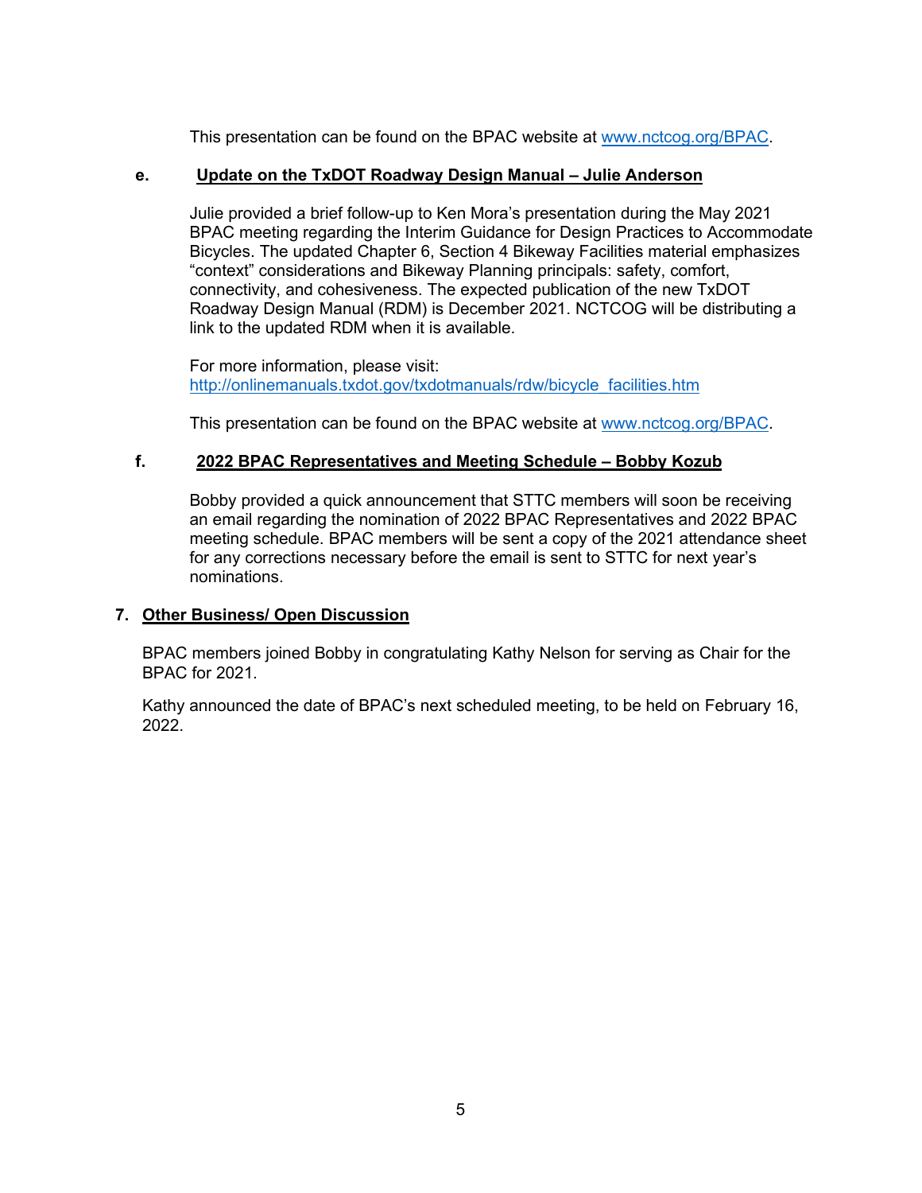This presentation can be found on the BPAC website at [www.nctcog.org/BPAC](http://www.nctcog.org/BPAC).

**e. Update on the TxDOT Roadway Design Manual – Julie Anderson**

Julie provided a brief follow-up to Ken Mora's presentation during the May 2021 BPAC meeting regarding the Interim Guidance for Design Practices to Accommodate Bicycles. The updated Chapter 6, Section 4 Bikeway Facilities material emphasizes "context" considerations and Bikeway Planning principals: safety, comfort, connectivity, and cohesiveness. The expected publication of the new TxDOT Roadway Design Manual (RDM) is December 2021. NCTCOG will be distributing a link to the updated RDM when it is available.

For more information, please visit:
[http://onlinemanuals.txdot.gov/txdotmanuals/rdw/bicycle_facilities.htm](http://onlinemanuals.txdot.gov/txdotmanuals/rdw/bicycle_facilities.htm)

This presentation can be found on the BPAC website at [www.nctcog.org/BPAC](http://www.nctcog.org/BPAC).

**f. 2022 BPAC Representatives and Meeting Schedule – Bobby Kozub**

Bobby provided a quick announcement that STTC members will soon be receiving an email regarding the nomination of 2022 BPAC Representatives and 2022 BPAC meeting schedule. BPAC members will be sent a copy of the 2021 attendance sheet for any corrections necessary before the email is sent to STTC for next year's nominations.

**7. Other Business/ Open Discussion**

BPAC members joined Bobby in congratulating Kathy Nelson for serving as Chair for the BPAC for 2021.

Kathy announced the date of BPAC's next scheduled meeting, to be held on February 16, 2022.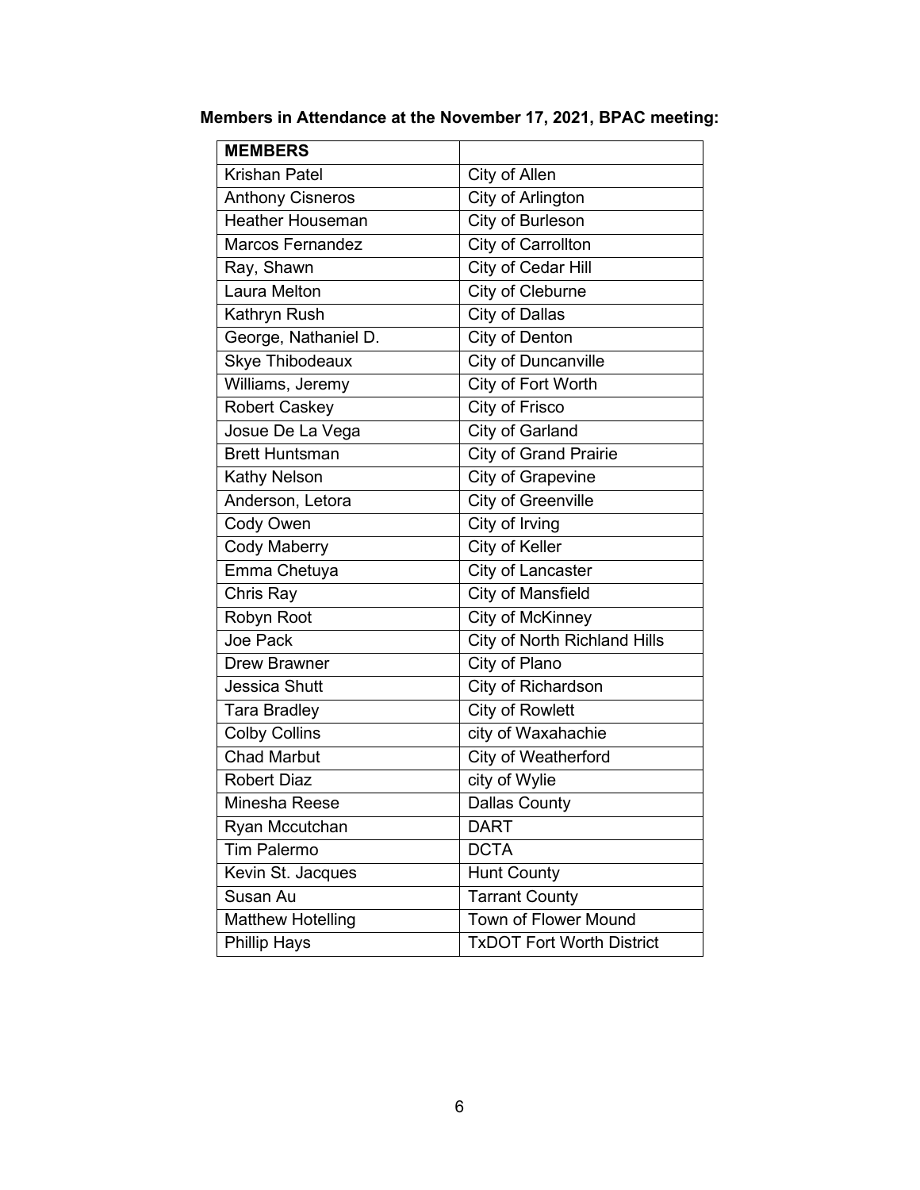**Members in Attendance at the November 17, 2021, BPAC meeting:**

| MEMBERS | |
|---|---|
| Krishan Patel | City of Allen |
| Anthony Cisneros | City of Arlington |
| Heather Houseman | City of Burleson |
| Marcos Fernandez | City of Carrollton |
| Ray, Shawn | City of Cedar Hill |
| Laura Melton | City of Cleburne |
| Kathryn Rush | City of Dallas |
| George, Nathaniel D. | City of Denton |
| Skye Thibodeaux | City of Duncanville |
| Williams, Jeremy | City of Fort Worth |
| Robert Caskey | City of Frisco |
| Josue De La Vega | City of Garland |
| Brett Huntsman | City of Grand Prairie |
| Kathy Nelson | City of Grapevine |
| Anderson, Letora | City of Greenville |
| Cody Owen | City of Irving |
| Cody Maberry | City of Keller |
| Emma Chetuya | City of Lancaster |
| Chris Ray | City of Mansfield |
| Robyn Root | City of McKinney |
| Joe Pack | City of North Richland Hills |
| Drew Brawner | City of Plano |
| Jessica Shutt | City of Richardson |
| Tara Bradley | City of Rowlett |
| Colby Collins | city of Waxahachie |
| Chad Marbut | City of Weatherford |
| Robert Diaz | city of Wylie |
| Minesha Reese | Dallas County |
| Ryan Mccutchan | DART |
| Tim Palermo | DCTA |
| Kevin St. Jacques | Hunt County |
| Susan Au | Tarrant County |
| Matthew Hotelling | Town of Flower Mound |
| Phillip Hays | TxDOT Fort Worth District |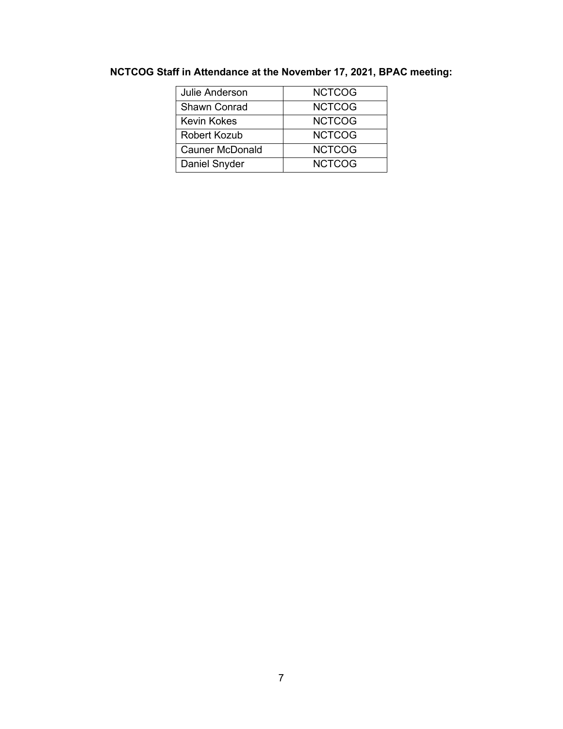**NCTCOG Staff in Attendance at the November 17, 2021, BPAC meeting:**

| | |
|---|---|
| Julie Anderson | NCTCOG |
| Shawn Conrad | NCTCOG |
| Kevin Kokes | NCTCOG |
| Robert Kozub | NCTCOG |
| Cauner McDonald | NCTCOG |
| Daniel Snyder | NCTCOG |